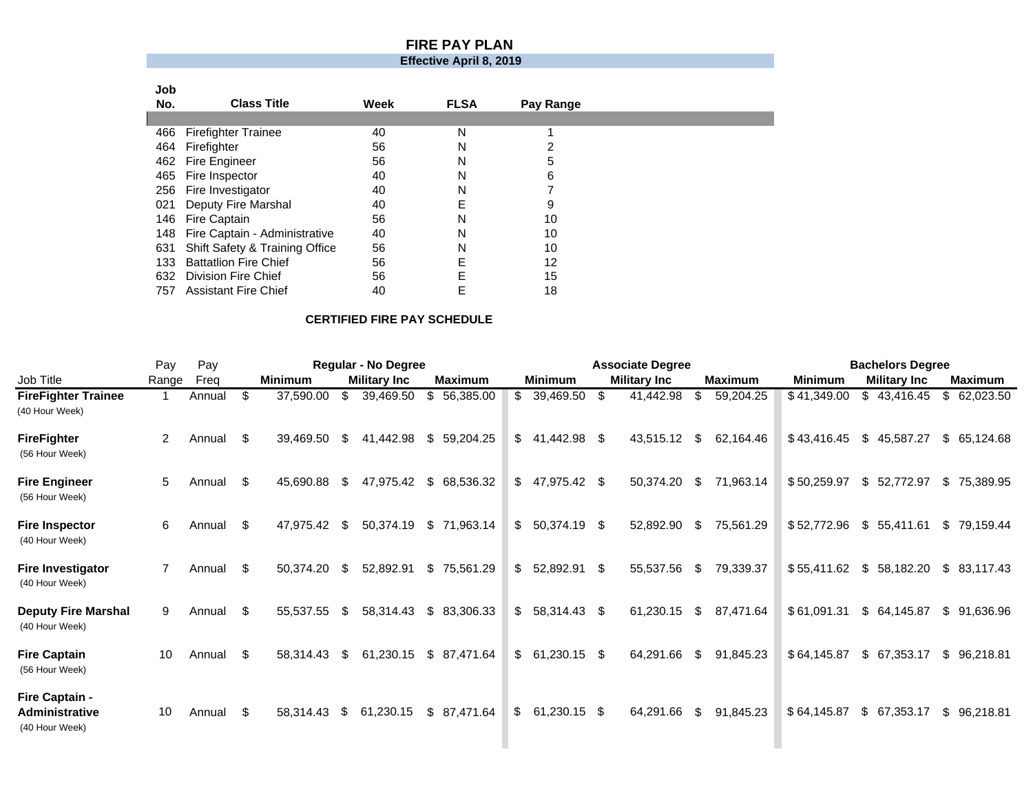# FIRE PAY PLAN

**Effective April 8, 2019**

| Job No. | Class Title | Week | FLSA | Pay Range |
|---|---|---|---|---|
| 466 | Firefighter Trainee | 40 | N | 1 |
| 464 | Firefighter | 56 | N | 2 |
| 462 | Fire Engineer | 56 | N | 5 |
| 465 | Fire Inspector | 40 | N | 6 |
| 256 | Fire Investigator | 40 | N | 7 |
| 021 | Deputy Fire Marshal | 40 | E | 9 |
| 146 | Fire Captain | 56 | N | 10 |
| 148 | Fire Captain - Administrative | 40 | N | 10 |
| 631 | Shift Safety & Training Office | 56 | N | 10 |
| 133 | Battatlion Fire Chief | 56 | E | 12 |
| 632 | Division Fire Chief | 56 | E | 15 |
| 757 | Assistant Fire Chief | 40 | E | 18 |

**CERTIFIED FIRE PAY SCHEDULE**

| Job Title | Pay Range | Pay Freq | Regular - No Degree | | | Associate Degree | | | Bachelors Degree | | |
|---|---|---|---|---|---|---|---|---|---|---|---|
| | | | Minimum | Military Inc | Maximum | Minimum | Military Inc | Maximum | Minimum | Military Inc | Maximum |
| **FireFighter Trainee** (40 Hour Week) | 1 | Annual | $ 37,590.00 | $ 39,469.50 | $ 56,385.00 | $ 39,469.50 | $ 41,442.98 | $ 59,204.25 | $ 41,349.00 | $ 43,416.45 | $ 62,023.50 |
| **FireFighter** (56 Hour Week) | 2 | Annual | $ 39,469.50 | $ 41,442.98 | $ 59,204.25 | $ 41,442.98 | $ 43,515.12 | $ 62,164.46 | $ 43,416.45 | $ 45,587.27 | $ 65,124.68 |
| **Fire Engineer** (56 Hour Week) | 5 | Annual | $ 45,690.88 | $ 47,975.42 | $ 68,536.32 | $ 47,975.42 | $ 50,374.20 | $ 71,963.14 | $ 50,259.97 | $ 52,772.97 | $ 75,389.95 |
| **Fire Inspector** (40 Hour Week) | 6 | Annual | $ 47,975.42 | $ 50,374.19 | $ 71,963.14 | $ 50,374.19 | $ 52,892.90 | $ 75,561.29 | $ 52,772.96 | $ 55,411.61 | $ 79,159.44 |
| **Fire Investigator** (40 Hour Week) | 7 | Annual | $ 50,374.20 | $ 52,892.91 | $ 75,561.29 | $ 52,892.91 | $ 55,537.56 | $ 79,339.37 | $ 55,411.62 | $ 58,182.20 | $ 83,117.43 |
| **Deputy Fire Marshal** (40 Hour Week) | 9 | Annual | $ 55,537.55 | $ 58,314.43 | $ 83,306.33 | $ 58,314.43 | $ 61,230.15 | $ 87,471.64 | $ 61,091.31 | $ 64,145.87 | $ 91,636.96 |
| **Fire Captain** (56 Hour Week) | 10 | Annual | $ 58,314.43 | $ 61,230.15 | $ 87,471.64 | $ 61,230.15 | $ 64,291.66 | $ 91,845.23 | $ 64,145.87 | $ 67,353.17 | $ 96,218.81 |
| **Fire Captain - Administrative** (40 Hour Week) | 10 | Annual | $ 58,314.43 | $ 61,230.15 | $ 87,471.64 | $ 61,230.15 | $ 64,291.66 | $ 91,845.23 | $ 64,145.87 | $ 67,353.17 | $ 96,218.81 |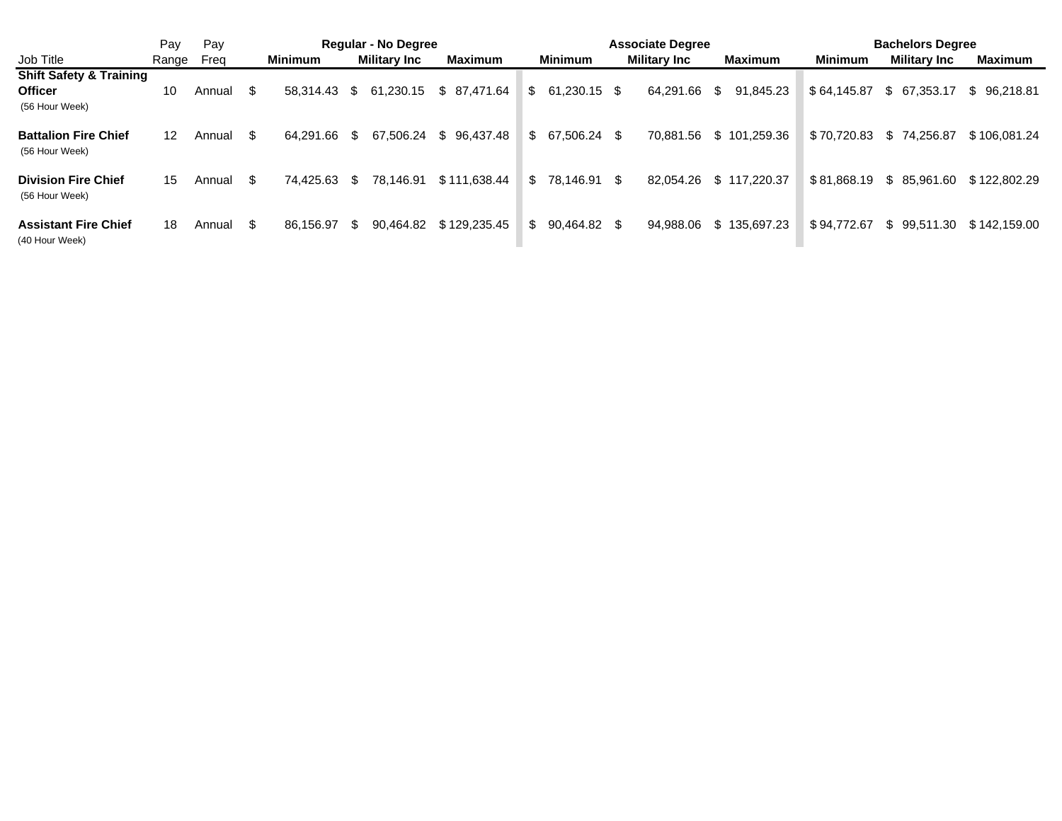| | Pay | Pay | Regular - No Degree | | | Associate Degree | | | Bachelors Degree | | |
|---|---|---|---|---|---|---|---|---|---|---|---|
| Job Title | Range | Freq | Minimum | Military Inc | Maximum | Minimum | Military Inc | Maximum | Minimum | Military Inc | Maximum |
| **Shift Safety & Training Officer** (56 Hour Week) | 10 | Annual | $ 58,314.43 | $ 61,230.15 | $ 87,471.64 | $ 61,230.15 | $ 64,291.66 | $ 91,845.23 | $ 64,145.87 | $ 67,353.17 | $ 96,218.81 |
| **Battalion Fire Chief** (56 Hour Week) | 12 | Annual | $ 64,291.66 | $ 67,506.24 | $ 96,437.48 | $ 67,506.24 | $ 70,881.56 | $ 101,259.36 | $ 70,720.83 | $ 74,256.87 | $ 106,081.24 |
| **Division Fire Chief** (56 Hour Week) | 15 | Annual | $ 74,425.63 | $ 78,146.91 | $ 111,638.44 | $ 78,146.91 | $ 82,054.26 | $ 117,220.37 | $ 81,868.19 | $ 85,961.60 | $ 122,802.29 |
| **Assistant Fire Chief** (40 Hour Week) | 18 | Annual | $ 86,156.97 | $ 90,464.82 | $ 129,235.45 | $ 90,464.82 | $ 94,988.06 | $ 135,697.23 | $ 94,772.67 | $ 99,511.30 | $ 142,159.00 |